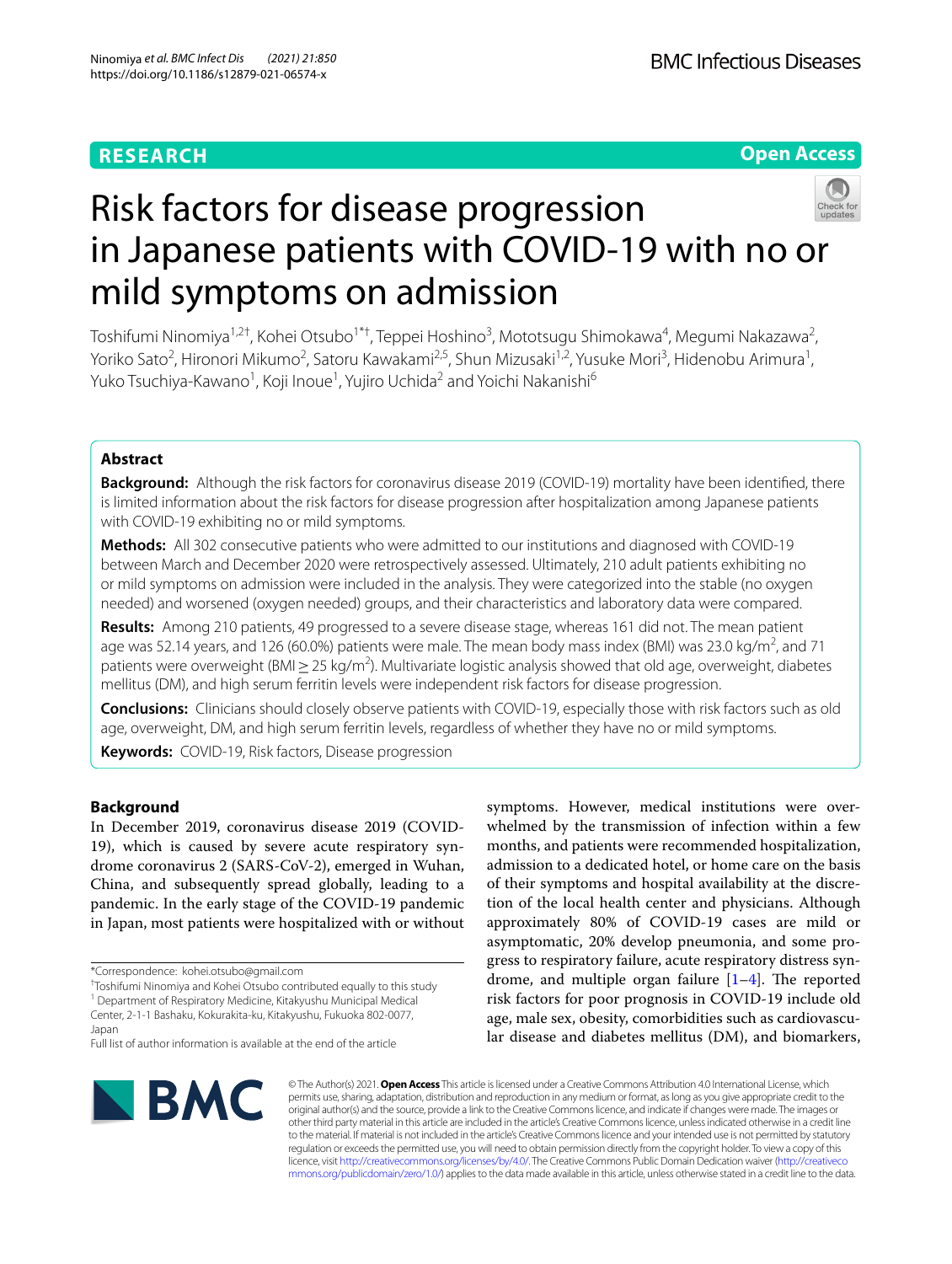**RESEARCH** **Open Access**

# Risk factors for disease progression in Japanese patients with COVID-19 with no or mild symptoms on admission

Toshifumi Ninomiya[1,2†], Kohei Otsubo[1*†], Teppei Hoshino[3], Mototsugu Shimokawa[4], Megumi Nakazawa[2], Yoriko Sato[2], Hironori Mikumo[2], Satoru Kawakami[2,5], Shun Mizusaki[1,2], Yusuke Mori[3], Hidenobu Arimura[1], Yuko Tsuchiya-Kawano[1], Koji Inoue[1], Yujiro Uchida[2] and Yoichi Nakanishi[6]

## Abstract

**Background:** Although the risk factors for coronavirus disease 2019 (COVID-19) mortality have been identified, there is limited information about the risk factors for disease progression after hospitalization among Japanese patients with COVID-19 exhibiting no or mild symptoms.

**Methods:** All 302 consecutive patients who were admitted to our institutions and diagnosed with COVID-19 between March and December 2020 were retrospectively assessed. Ultimately, 210 adult patients exhibiting no or mild symptoms on admission were included in the analysis. They were categorized into the stable (no oxygen needed) and worsened (oxygen needed) groups, and their characteristics and laboratory data were compared.

**Results:** Among 210 patients, 49 progressed to a severe disease stage, whereas 161 did not. The mean patient age was 52.14 years, and 126 (60.0%) patients were male. The mean body mass index (BMI) was 23.0 kg/m$^2$, and 71 patients were overweight (BMI ≥ 25 kg/m$^2$). Multivariate logistic analysis showed that old age, overweight, diabetes mellitus (DM), and high serum ferritin levels were independent risk factors for disease progression.

**Conclusions:** Clinicians should closely observe patients with COVID-19, especially those with risk factors such as old age, overweight, DM, and high serum ferritin levels, regardless of whether they have no or mild symptoms.

**Keywords:** COVID-19, Risk factors, Disease progression

## Background

In December 2019, coronavirus disease 2019 (COVID-19), which is caused by severe acute respiratory syndrome coronavirus 2 (SARS-CoV-2), emerged in Wuhan, China, and subsequently spread globally, leading to a pandemic. In the early stage of the COVID-19 pandemic in Japan, most patients were hospitalized with or without symptoms. However, medical institutions were overwhelmed by the transmission of infection within a few months, and patients were recommended hospitalization, admission to a dedicated hotel, or home care on the basis of their symptoms and hospital availability at the discretion of the local health center and physicians. Although approximately 80% of COVID-19 cases are mild or asymptomatic, 20% develop pneumonia, and some progress to respiratory failure, acute respiratory distress syndrome, and multiple organ failure [1–4]. The reported risk factors for poor prognosis in COVID-19 include old age, male sex, obesity, comorbidities such as cardiovascular disease and diabetes mellitus (DM), and biomarkers,

*Correspondence: kohei.otsubo@gmail.com

†Toshifumi Ninomiya and Kohei Otsubo contributed equally to this study

[1] Department of Respiratory Medicine, Kitakyushu Municipal Medical Center, 2-1-1 Bashaku, Kokurakita-ku, Kitakyushu, Fukuoka 802-0077, Japan

Full list of author information is available at the end of the article

© The Author(s) 2021. **Open Access** This article is licensed under a Creative Commons Attribution 4.0 International License, which permits use, sharing, adaptation, distribution and reproduction in any medium or format, as long as you give appropriate credit to the original author(s) and the source, provide a link to the Creative Commons licence, and indicate if changes were made. The images or other third party material in this article are included in the article's Creative Commons licence, unless indicated otherwise in a credit line to the material. If material is not included in the article's Creative Commons licence and your intended use is not permitted by statutory regulation or exceeds the permitted use, you will need to obtain permission directly from the copyright holder. To view a copy of this licence, visit http://creativecommons.org/licenses/by/4.0/. The Creative Commons Public Domain Dedication waiver (http://creativecommons.org/publicdomain/zero/1.0/) applies to the data made available in this article, unless otherwise stated in a credit line to the data.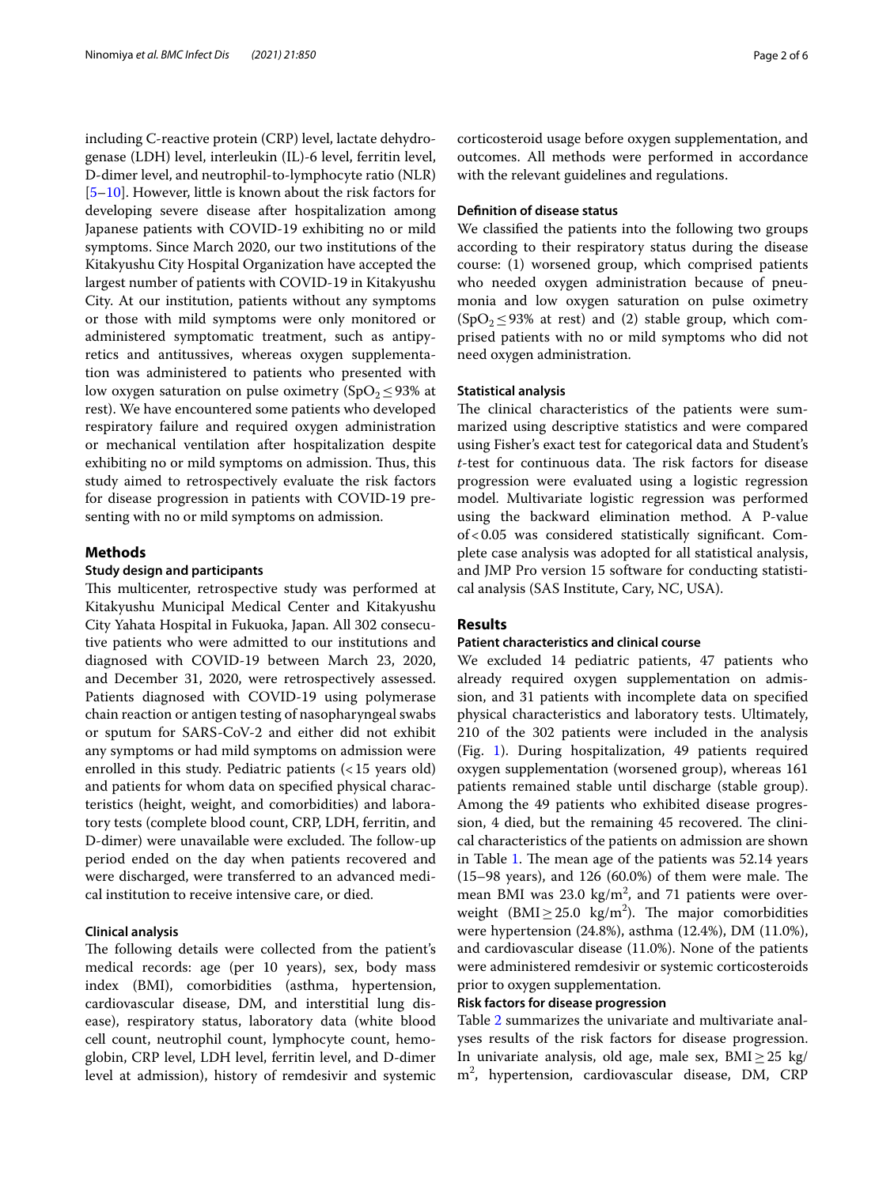including C-reactive protein (CRP) level, lactate dehydrogenase (LDH) level, interleukin (IL)-6 level, ferritin level, D-dimer level, and neutrophil-to-lymphocyte ratio (NLR) [5–10]. However, little is known about the risk factors for developing severe disease after hospitalization among Japanese patients with COVID-19 exhibiting no or mild symptoms. Since March 2020, our two institutions of the Kitakyushu City Hospital Organization have accepted the largest number of patients with COVID-19 in Kitakyushu City. At our institution, patients without any symptoms or those with mild symptoms were only monitored or administered symptomatic treatment, such as antipyretics and antitussives, whereas oxygen supplementation was administered to patients who presented with low oxygen saturation on pulse oximetry ($SpO_2 \leq 93\%$ at rest). We have encountered some patients who developed respiratory failure and required oxygen administration or mechanical ventilation after hospitalization despite exhibiting no or mild symptoms on admission. Thus, this study aimed to retrospectively evaluate the risk factors for disease progression in patients with COVID-19 presenting with no or mild symptoms on admission.

## Methods

### Study design and participants

This multicenter, retrospective study was performed at Kitakyushu Municipal Medical Center and Kitakyushu City Yahata Hospital in Fukuoka, Japan. All 302 consecutive patients who were admitted to our institutions and diagnosed with COVID-19 between March 23, 2020, and December 31, 2020, were retrospectively assessed. Patients diagnosed with COVID-19 using polymerase chain reaction or antigen testing of nasopharyngeal swabs or sputum for SARS-CoV-2 and either did not exhibit any symptoms or had mild symptoms on admission were enrolled in this study. Pediatric patients (< 15 years old) and patients for whom data on specified physical characteristics (height, weight, and comorbidities) and laboratory tests (complete blood count, CRP, LDH, ferritin, and D-dimer) were unavailable were excluded. The follow-up period ended on the day when patients recovered and were discharged, were transferred to an advanced medical institution to receive intensive care, or died.

### Clinical analysis

The following details were collected from the patient's medical records: age (per 10 years), sex, body mass index (BMI), comorbidities (asthma, hypertension, cardiovascular disease, DM, and interstitial lung disease), respiratory status, laboratory data (white blood cell count, neutrophil count, lymphocyte count, hemoglobin, CRP level, LDH level, ferritin level, and D-dimer level at admission), history of remdesivir and systemic corticosteroid usage before oxygen supplementation, and outcomes. All methods were performed in accordance with the relevant guidelines and regulations.

### Definition of disease status

We classified the patients into the following two groups according to their respiratory status during the disease course: (1) worsened group, which comprised patients who needed oxygen administration because of pneumonia and low oxygen saturation on pulse oximetry ($SpO_2 \leq 93\%$ at rest) and (2) stable group, which comprised patients with no or mild symptoms who did not need oxygen administration.

### Statistical analysis

The clinical characteristics of the patients were summarized using descriptive statistics and were compared using Fisher's exact test for categorical data and Student's *t*-test for continuous data. The risk factors for disease progression were evaluated using a logistic regression model. Multivariate logistic regression was performed using the backward elimination method. A P-value of < 0.05 was considered statistically significant. Complete case analysis was adopted for all statistical analysis, and JMP Pro version 15 software for conducting statistical analysis (SAS Institute, Cary, NC, USA).

## Results

### Patient characteristics and clinical course

We excluded 14 pediatric patients, 47 patients who already required oxygen supplementation on admission, and 31 patients with incomplete data on specified physical characteristics and laboratory tests. Ultimately, 210 of the 302 patients were included in the analysis (Fig. 1). During hospitalization, 49 patients required oxygen supplementation (worsened group), whereas 161 patients remained stable until discharge (stable group). Among the 49 patients who exhibited disease progression, 4 died, but the remaining 45 recovered. The clinical characteristics of the patients on admission are shown in Table 1. The mean age of the patients was 52.14 years (15–98 years), and 126 (60.0%) of them were male. The mean BMI was 23.0 $kg/m^2$, and 71 patients were overweight ($BMI \geq 25.0$ $kg/m^2$). The major comorbidities were hypertension (24.8%), asthma (12.4%), DM (11.0%), and cardiovascular disease (11.0%). None of the patients were administered remdesivir or systemic corticosteroids prior to oxygen supplementation.

### Risk factors for disease progression

Table 2 summarizes the univariate and multivariate analyses results of the risk factors for disease progression. In univariate analysis, old age, male sex, $BMI \geq 25$ $kg/m^2$, hypertension, cardiovascular disease, DM, CRP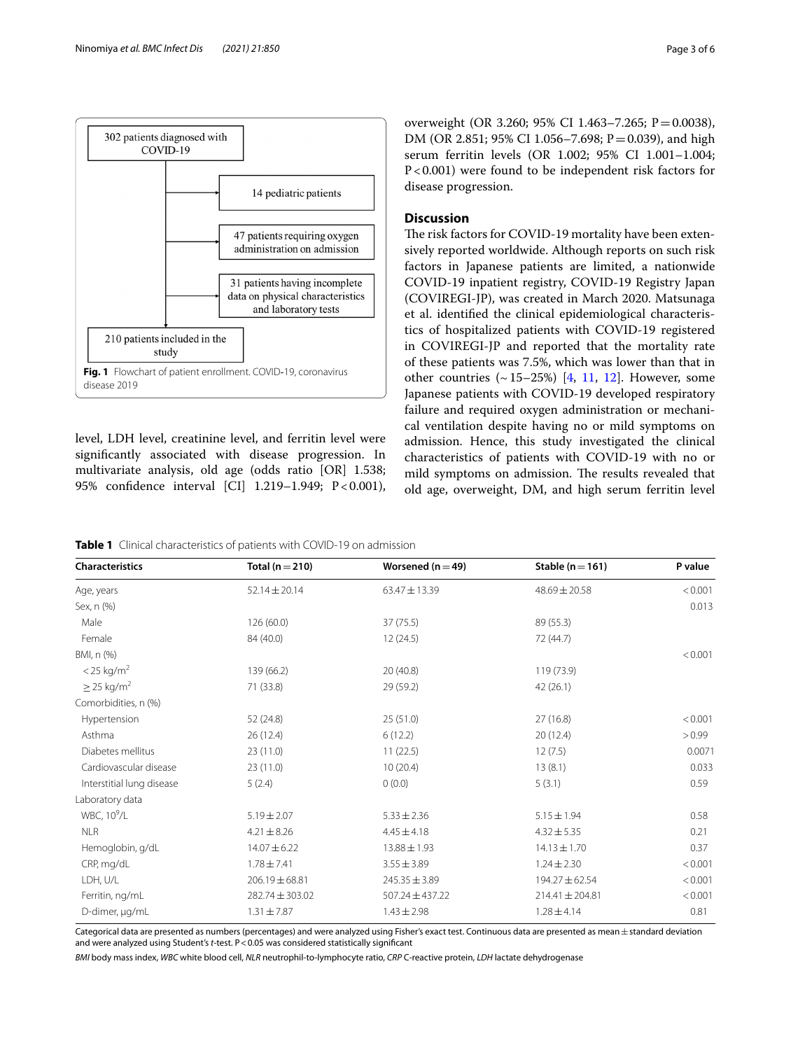302 patients diagnosed with COVID-19

14 pediatric patients

47 patients requiring oxygen administration on admission

31 patients having incomplete data on physical characteristics and laboratory tests

210 patients included in the study

**Fig. 1** Flowchart of patient enrollment. COVID-19, coronavirus disease 2019

level, LDH level, creatinine level, and ferritin level were significantly associated with disease progression. In multivariate analysis, old age (odds ratio [OR] 1.538; 95% confidence interval [CI] 1.219–1.949; P < 0.001), overweight (OR 3.260; 95% CI 1.463–7.265; P = 0.0038), DM (OR 2.851; 95% CI 1.056–7.698; P = 0.039), and high serum ferritin levels (OR 1.002; 95% CI 1.001–1.004; P < 0.001) were found to be independent risk factors for disease progression.

## Discussion

The risk factors for COVID-19 mortality have been extensively reported worldwide. Although reports on such risk factors in Japanese patients are limited, a nationwide COVID-19 inpatient registry, COVID-19 Registry Japan (COVIREGI-JP), was created in March 2020. Matsunaga et al. identified the clinical epidemiological characteristics of hospitalized patients with COVID-19 registered in COVIREGI-JP and reported that the mortality rate of these patients was 7.5%, which was lower than that in other countries (~ 15–25%) [4, 11, 12]. However, some Japanese patients with COVID-19 developed respiratory failure and required oxygen administration or mechanical ventilation despite having no or mild symptoms on admission. Hence, this study investigated the clinical characteristics of patients with COVID-19 with no or mild symptoms on admission. The results revealed that old age, overweight, DM, and high serum ferritin level

**Table 1** Clinical characteristics of patients with COVID-19 on admission

| Characteristics | Total (n = 210) | Worsened (n = 49) | Stable (n = 161) | P value |
|---|---|---|---|---|
| Age, years | 52.14 ± 20.14 | 63.47 ± 13.39 | 48.69 ± 20.58 | < 0.001 |
| Sex, n (%) | | | | 0.013 |
| Male | 126 (60.0) | 37 (75.5) | 89 (55.3) | |
| Female | 84 (40.0) | 12 (24.5) | 72 (44.7) | |
| BMI, n (%) | | | | < 0.001 |
| < 25 kg/m$^2$ | 139 (66.2) | 20 (40.8) | 119 (73.9) | |
| ≥ 25 kg/m$^2$ | 71 (33.8) | 29 (59.2) | 42 (26.1) | |
| Comorbidities, n (%) | | | | |
| Hypertension | 52 (24.8) | 25 (51.0) | 27 (16.8) | < 0.001 |
| Asthma | 26 (12.4) | 6 (12.2) | 20 (12.4) | > 0.99 |
| Diabetes mellitus | 23 (11.0) | 11 (22.5) | 12 (7.5) | 0.0071 |
| Cardiovascular disease | 23 (11.0) | 10 (20.4) | 13 (8.1) | 0.033 |
| Interstitial lung disease | 5 (2.4) | 0 (0.0) | 5 (3.1) | 0.59 |
| Laboratory data | | | | |
| WBC, $10^9$/L | 5.19 ± 2.07 | 5.33 ± 2.36 | 5.15 ± 1.94 | 0.58 |
| NLR | 4.21 ± 8.26 | 4.45 ± 4.18 | 4.32 ± 5.35 | 0.21 |
| Hemoglobin, g/dL | 14.07 ± 6.22 | 13.88 ± 1.93 | 14.13 ± 1.70 | 0.37 |
| CRP, mg/dL | 1.78 ± 7.41 | 3.55 ± 3.89 | 1.24 ± 2.30 | < 0.001 |
| LDH, U/L | 206.19 ± 68.81 | 245.35 ± 3.89 | 194.27 ± 62.54 | < 0.001 |
| Ferritin, ng/mL | 282.74 ± 303.02 | 507.24 ± 437.22 | 214.41 ± 204.81 | < 0.001 |
| D-dimer, μg/mL | 1.31 ± 7.87 | 1.43 ± 2.98 | 1.28 ± 4.14 | 0.81 |

Categorical data are presented as numbers (percentages) and were analyzed using Fisher's exact test. Continuous data are presented as mean ± standard deviation and were analyzed using Student's *t*-test. P < 0.05 was considered statistically significant

*BMI* body mass index, *WBC* white blood cell, *NLR* neutrophil-to-lymphocyte ratio, *CRP* C-reactive protein, *LDH* lactate dehydrogenase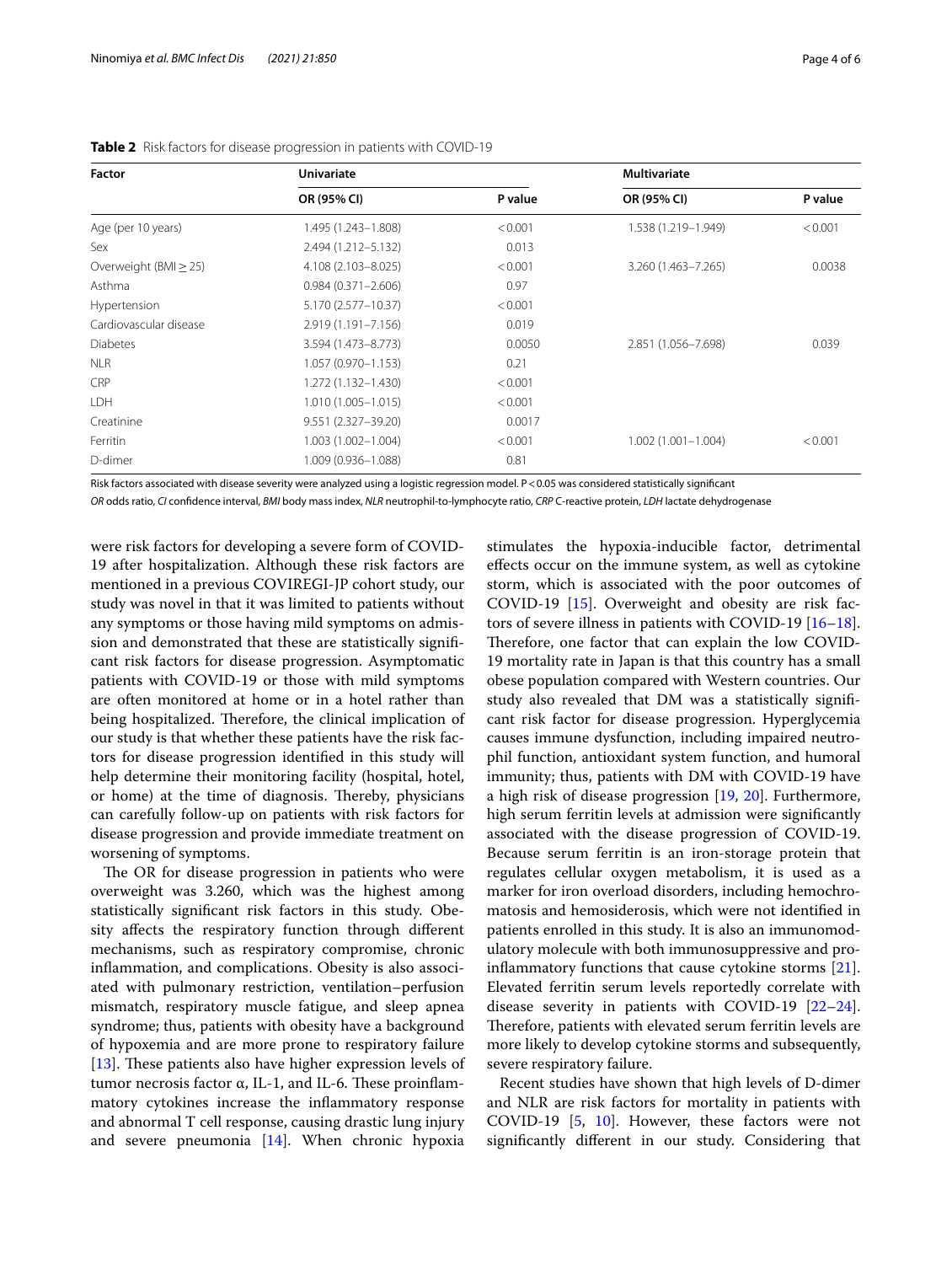**Table 2** Risk factors for disease progression in patients with COVID-19

| Factor | Univariate | | Multivariate | |
|---|---|---|---|---|
| | OR (95% CI) | P value | OR (95% CI) | P value |
| Age (per 10 years) | 1.495 (1.243–1.808) | < 0.001 | 1.538 (1.219–1.949) | < 0.001 |
| Sex | 2.494 (1.212–5.132) | 0.013 | | |
| Overweight (BMI ≥ 25) | 4.108 (2.103–8.025) | < 0.001 | 3.260 (1.463–7.265) | 0.0038 |
| Asthma | 0.984 (0.371–2.606) | 0.97 | | |
| Hypertension | 5.170 (2.577–10.37) | < 0.001 | | |
| Cardiovascular disease | 2.919 (1.191–7.156) | 0.019 | | |
| Diabetes | 3.594 (1.473–8.773) | 0.0050 | 2.851 (1.056–7.698) | 0.039 |
| NLR | 1.057 (0.970–1.153) | 0.21 | | |
| CRP | 1.272 (1.132–1.430) | < 0.001 | | |
| LDH | 1.010 (1.005–1.015) | < 0.001 | | |
| Creatinine | 9.551 (2.327–39.20) | 0.0017 | | |
| Ferritin | 1.003 (1.002–1.004) | < 0.001 | 1.002 (1.001–1.004) | < 0.001 |
| D-dimer | 1.009 (0.936–1.088) | 0.81 | | |

Risk factors associated with disease severity were analyzed using a logistic regression model. P < 0.05 was considered statistically significant

*OR* odds ratio, *CI* confidence interval, *BMI* body mass index, *NLR* neutrophil-to-lymphocyte ratio, *CRP* C-reactive protein, *LDH* lactate dehydrogenase

were risk factors for developing a severe form of COVID-19 after hospitalization. Although these risk factors are mentioned in a previous COVIREGI-JP cohort study, our study was novel in that it was limited to patients without any symptoms or those having mild symptoms on admission and demonstrated that these are statistically significant risk factors for disease progression. Asymptomatic patients with COVID-19 or those with mild symptoms are often monitored at home or in a hotel rather than being hospitalized. Therefore, the clinical implication of our study is that whether these patients have the risk factors for disease progression identified in this study will help determine their monitoring facility (hospital, hotel, or home) at the time of diagnosis. Thereby, physicians can carefully follow-up on patients with risk factors for disease progression and provide immediate treatment on worsening of symptoms.

The OR for disease progression in patients who were overweight was 3.260, which was the highest among statistically significant risk factors in this study. Obesity affects the respiratory function through different mechanisms, such as respiratory compromise, chronic inflammation, and complications. Obesity is also associated with pulmonary restriction, ventilation–perfusion mismatch, respiratory muscle fatigue, and sleep apnea syndrome; thus, patients with obesity have a background of hypoxemia and are more prone to respiratory failure [13]. These patients also have higher expression levels of tumor necrosis factor α, IL-1, and IL-6. These proinflammatory cytokines increase the inflammatory response and abnormal T cell response, causing drastic lung injury and severe pneumonia [14]. When chronic hypoxia stimulates the hypoxia-inducible factor, detrimental effects occur on the immune system, as well as cytokine storm, which is associated with the poor outcomes of COVID-19 [15]. Overweight and obesity are risk factors of severe illness in patients with COVID-19 [16–18]. Therefore, one factor that can explain the low COVID-19 mortality rate in Japan is that this country has a small obese population compared with Western countries. Our study also revealed that DM was a statistically significant risk factor for disease progression. Hyperglycemia causes immune dysfunction, including impaired neutrophil function, antioxidant system function, and humoral immunity; thus, patients with DM with COVID-19 have a high risk of disease progression [19, 20]. Furthermore, high serum ferritin levels at admission were significantly associated with the disease progression of COVID-19. Because serum ferritin is an iron-storage protein that regulates cellular oxygen metabolism, it is used as a marker for iron overload disorders, including hemochromatosis and hemosiderosis, which were not identified in patients enrolled in this study. It is also an immunomodulatory molecule with both immunosuppressive and pro-inflammatory functions that cause cytokine storms [21]. Elevated ferritin serum levels reportedly correlate with disease severity in patients with COVID-19 [22–24]. Therefore, patients with elevated serum ferritin levels are more likely to develop cytokine storms and subsequently, severe respiratory failure.

Recent studies have shown that high levels of D-dimer and NLR are risk factors for mortality in patients with COVID-19 [5, 10]. However, these factors were not significantly different in our study. Considering that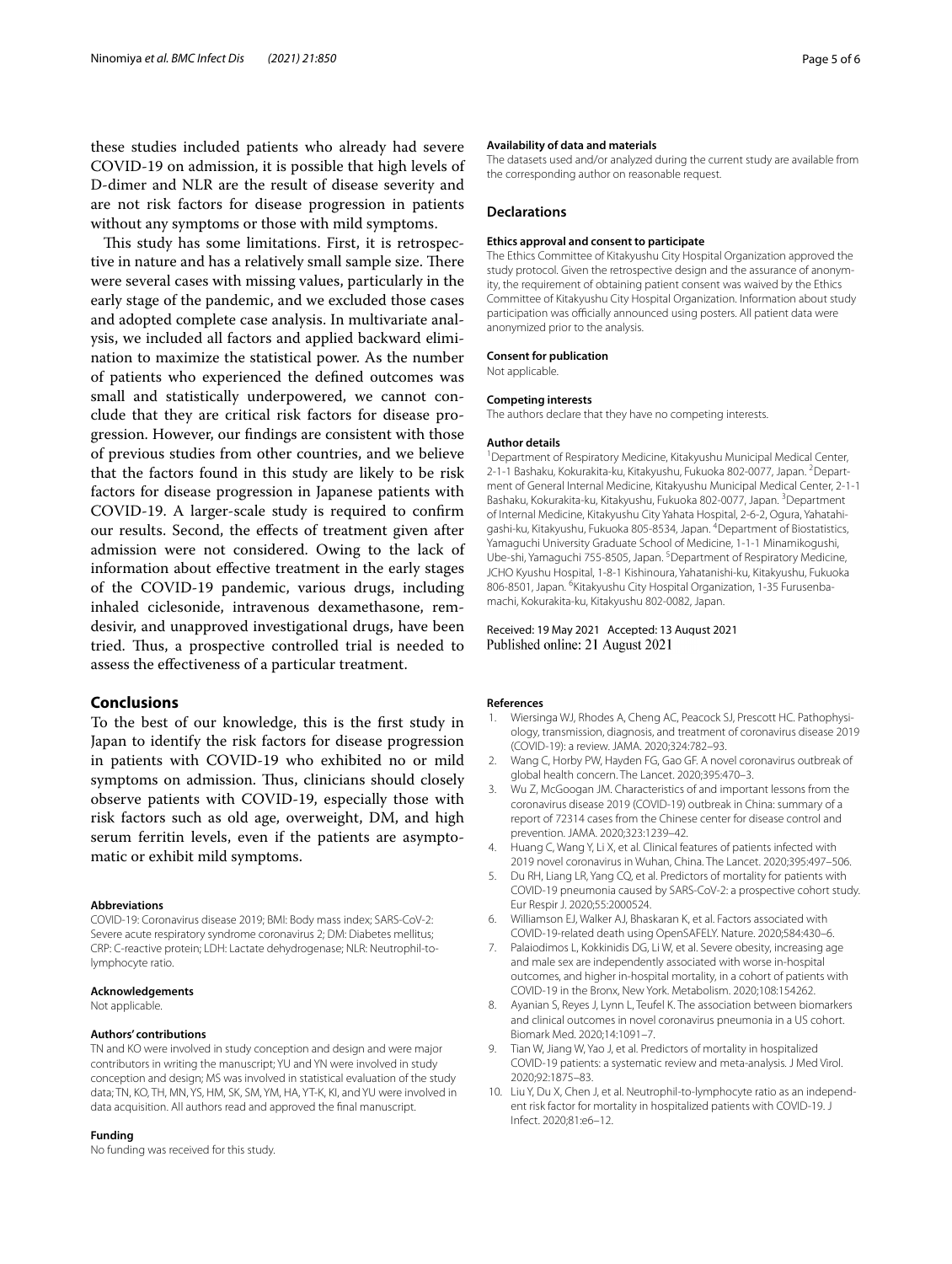these studies included patients who already had severe COVID-19 on admission, it is possible that high levels of D-dimer and NLR are the result of disease severity and are not risk factors for disease progression in patients without any symptoms or those with mild symptoms.

This study has some limitations. First, it is retrospective in nature and has a relatively small sample size. There were several cases with missing values, particularly in the early stage of the pandemic, and we excluded those cases and adopted complete case analysis. In multivariate analysis, we included all factors and applied backward elimination to maximize the statistical power. As the number of patients who experienced the defined outcomes was small and statistically underpowered, we cannot conclude that they are critical risk factors for disease progression. However, our findings are consistent with those of previous studies from other countries, and we believe that the factors found in this study are likely to be risk factors for disease progression in Japanese patients with COVID-19. A larger-scale study is required to confirm our results. Second, the effects of treatment given after admission were not considered. Owing to the lack of information about effective treatment in the early stages of the COVID-19 pandemic, various drugs, including inhaled ciclesonide, intravenous dexamethasone, remdesivir, and unapproved investigational drugs, have been tried. Thus, a prospective controlled trial is needed to assess the effectiveness of a particular treatment.

## Conclusions

To the best of our knowledge, this is the first study in Japan to identify the risk factors for disease progression in patients with COVID-19 who exhibited no or mild symptoms on admission. Thus, clinicians should closely observe patients with COVID-19, especially those with risk factors such as old age, overweight, DM, and high serum ferritin levels, even if the patients are asymptomatic or exhibit mild symptoms.

#### Abbreviations

COVID-19: Coronavirus disease 2019; BMI: Body mass index; SARS-CoV-2: Severe acute respiratory syndrome coronavirus 2; DM: Diabetes mellitus; CRP: C-reactive protein; LDH: Lactate dehydrogenase; NLR: Neutrophil-to-lymphocyte ratio.

#### Acknowledgements

Not applicable.

#### Authors' contributions

TN and KO were involved in study conception and design and were major contributors in writing the manuscript; YU and YN were involved in study conception and design; MS was involved in statistical evaluation of the study data; TN, KO, TH, MN, YS, HM, SK, SM, YM, HA, YT-K, KI, and YU were involved in data acquisition. All authors read and approved the final manuscript.

#### Funding

No funding was received for this study.

#### Availability of data and materials

The datasets used and/or analyzed during the current study are available from the corresponding author on reasonable request.

### Declarations

#### Ethics approval and consent to participate

The Ethics Committee of Kitakyushu City Hospital Organization approved the study protocol. Given the retrospective design and the assurance of anonymity, the requirement of obtaining patient consent was waived by the Ethics Committee of Kitakyushu City Hospital Organization. Information about study participation was officially announced using posters. All patient data were anonymized prior to the analysis.

#### Consent for publication

Not applicable.

#### Competing interests

The authors declare that they have no competing interests.

#### Author details

[1] Department of Respiratory Medicine, Kitakyushu Municipal Medical Center, 2-1-1 Bashaku, Kokurakita-ku, Kitakyushu, Fukuoka 802-0077, Japan. [2] Department of General Internal Medicine, Kitakyushu Municipal Medical Center, 2-1-1 Bashaku, Kokurakita-ku, Kitakyushu, Fukuoka 802-0077, Japan. [3] Department of Internal Medicine, Kitakyushu City Yahata Hospital, 2-6-2, Ogura, Yahatahigashi-ku, Kitakyushu, Fukuoka 805-8534, Japan. [4] Department of Biostatistics, Yamaguchi University Graduate School of Medicine, 1-1-1 Minamikogushi, Ube-shi, Yamaguchi 755-8505, Japan. [5] Department of Respiratory Medicine, JCHO Kyushu Hospital, 1-8-1 Kishinoura, Yahatanishi-ku, Kitakyushu, Fukuoka 806-8501, Japan. [6] Kitakyushu City Hospital Organization, 1-35 Furusenbamachi, Kokurakita-ku, Kitakyushu 802-0082, Japan.

Received: 19 May 2021 Accepted: 13 August 2021
Published online: 21 August 2021

#### References

1. Wiersinga WJ, Rhodes A, Cheng AC, Peacock SJ, Prescott HC. Pathophysiology, transmission, diagnosis, and treatment of coronavirus disease 2019 (COVID-19): a review. JAMA. 2020;324:782–93.
2. Wang C, Horby PW, Hayden FG, Gao GF. A novel coronavirus outbreak of global health concern. The Lancet. 2020;395:470–3.
3. Wu Z, McGoogan JM. Characteristics of and important lessons from the coronavirus disease 2019 (COVID-19) outbreak in China: summary of a report of 72314 cases from the Chinese center for disease control and prevention. JAMA. 2020;323:1239–42.
4. Huang C, Wang Y, Li X, et al. Clinical features of patients infected with 2019 novel coronavirus in Wuhan, China. The Lancet. 2020;395:497–506.
5. Du RH, Liang LR, Yang CQ, et al. Predictors of mortality for patients with COVID-19 pneumonia caused by SARS-CoV-2: a prospective cohort study. Eur Respir J. 2020;55:2000524.
6. Williamson EJ, Walker AJ, Bhaskaran K, et al. Factors associated with COVID-19-related death using OpenSAFELY. Nature. 2020;584:430–6.
7. Palaiodimos L, Kokkinidis DG, Li W, et al. Severe obesity, increasing age and male sex are independently associated with worse in-hospital outcomes, and higher in-hospital mortality, in a cohort of patients with COVID-19 in the Bronx, New York. Metabolism. 2020;108:154262.
8. Ayanian S, Reyes J, Lynn L, Teufel K. The association between biomarkers and clinical outcomes in novel coronavirus pneumonia in a US cohort. Biomark Med. 2020;14:1091–7.
9. Tian W, Jiang W, Yao J, et al. Predictors of mortality in hospitalized COVID-19 patients: a systematic review and meta-analysis. J Med Virol. 2020;92:1875–83.
10. Liu Y, Du X, Chen J, et al. Neutrophil-to-lymphocyte ratio as an independent risk factor for mortality in hospitalized patients with COVID-19. J Infect. 2020;81:e6–12.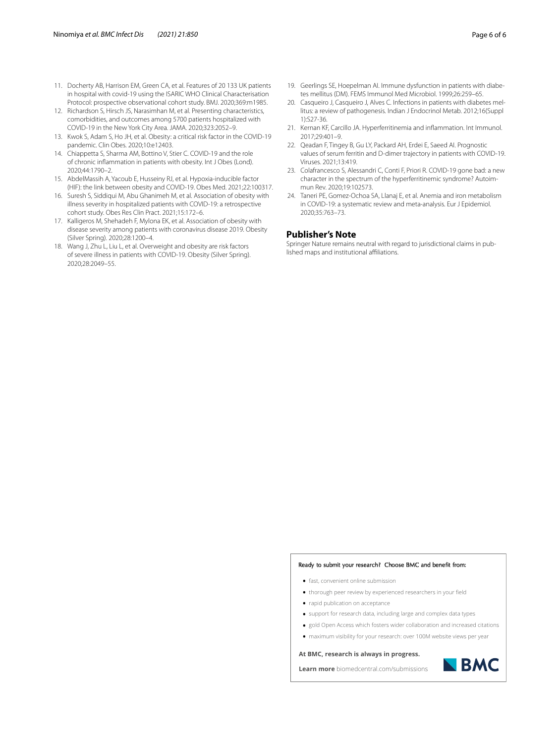11. Docherty AB, Harrison EM, Green CA, et al. Features of 20 133 UK patients in hospital with covid-19 using the ISARIC WHO Clinical Characterisation Protocol: prospective observational cohort study. BMJ. 2020;369:m1985.
12. Richardson S, Hirsch JS, Narasimhan M, et al. Presenting characteristics, comorbidities, and outcomes among 5700 patients hospitalized with COVID-19 in the New York City Area. JAMA. 2020;323:2052–9.
13. Kwok S, Adam S, Ho JH, et al. Obesity: a critical risk factor in the COVID-19 pandemic. Clin Obes. 2020;10:e12403.
14. Chiappetta S, Sharma AM, Bottino V, Stier C. COVID-19 and the role of chronic inflammation in patients with obesity. Int J Obes (Lond). 2020;44:1790–2.
15. AbdelMassih A, Yacoub E, Husseiny RJ, et al. Hypoxia-inducible factor (HIF): the link between obesity and COVID-19. Obes Med. 2021;22:100317.
16. Suresh S, Siddiqui M, Abu Ghanimeh M, et al. Association of obesity with illness severity in hospitalized patients with COVID-19: a retrospective cohort study. Obes Res Clin Pract. 2021;15:172–6.
17. Kalligeros M, Shehadeh F, Mylona EK, et al. Association of obesity with disease severity among patients with coronavirus disease 2019. Obesity (Silver Spring). 2020;28:1200–4.
18. Wang J, Zhu L, Liu L, et al. Overweight and obesity are risk factors of severe illness in patients with COVID-19. Obesity (Silver Spring). 2020;28:2049–55.
19. Geerlings SE, Hoepelman AI. Immune dysfunction in patients with diabetes mellitus (DM). FEMS Immunol Med Microbiol. 1999;26:259–65.
20. Casqueiro J, Casqueiro J, Alves C. Infections in patients with diabetes mellitus: a review of pathogenesis. Indian J Endocrinol Metab. 2012;16(Suppl 1):S27-36.
21. Kernan KF, Carcillo JA. Hyperferritinemia and inflammation. Int Immunol. 2017;29:401–9.
22. Qeadan F, Tingey B, Gu LY, Packard AH, Erdei E, Saeed AI. Prognostic values of serum ferritin and D-dimer trajectory in patients with COVID-19. Viruses. 2021;13:419.
23. Colafrancesco S, Alessandri C, Conti F, Priori R. COVID-19 gone bad: a new character in the spectrum of the hyperferritinemic syndrome? Autoimmun Rev. 2020;19:102573.
24. Taneri PE, Gomez-Ochoa SA, Llanaj E, et al. Anemia and iron metabolism in COVID-19: a systematic review and meta-analysis. Eur J Epidemiol. 2020;35:763–73.

## Publisher's Note

Springer Nature remains neutral with regard to jurisdictional claims in published maps and institutional affiliations.

Ready to submit your research? Choose BMC and benefit from:

- fast, convenient online submission
- thorough peer review by experienced researchers in your field
- rapid publication on acceptance
- support for research data, including large and complex data types
- gold Open Access which fosters wider collaboration and increased citations
- maximum visibility for your research: over 100M website views per year

**At BMC, research is always in progress.**

**Learn more** biomedcentral.com/submissions

BMC